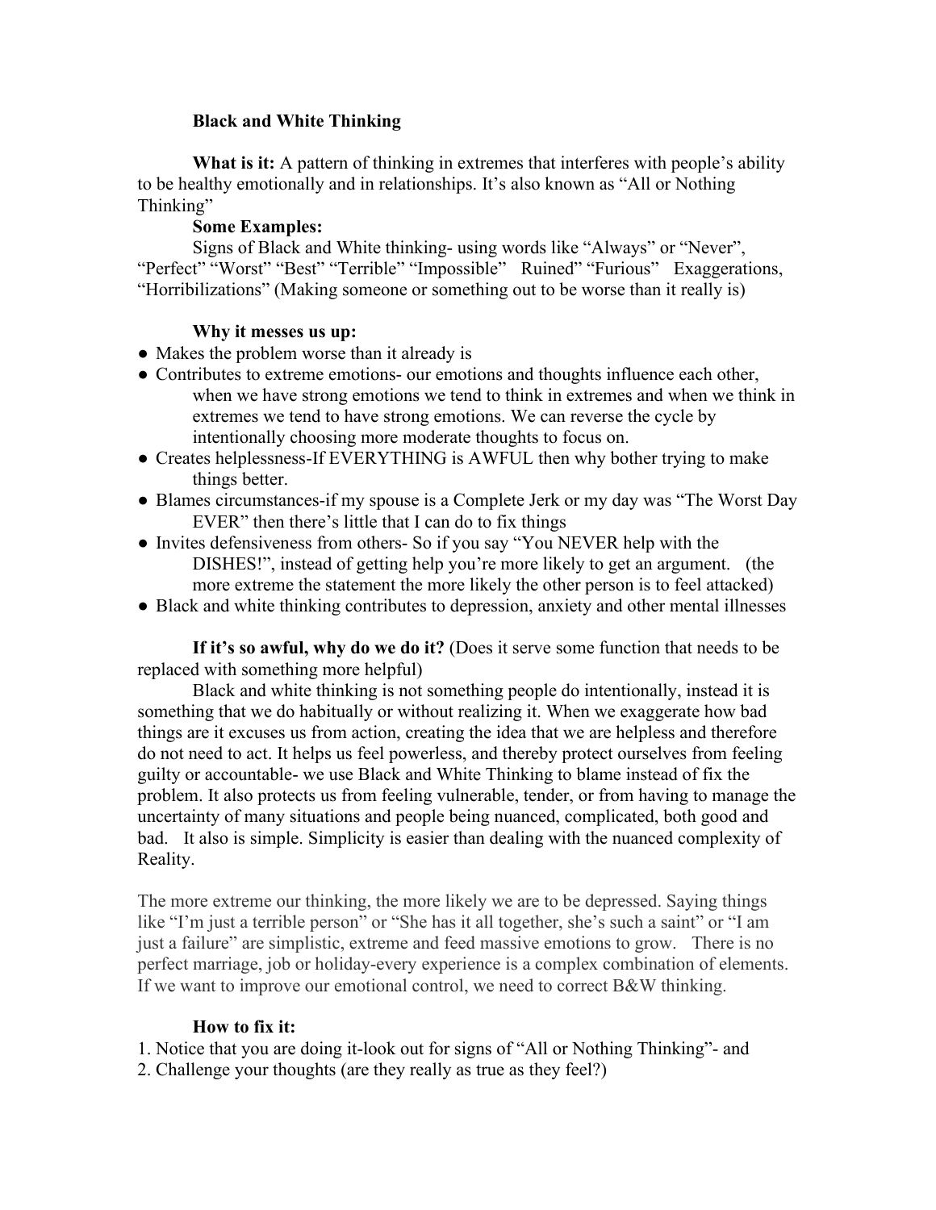## Black and White Thinking

**What is it:** A pattern of thinking in extremes that interferes with people's ability to be healthy emotionally and in relationships. It's also known as "All or Nothing Thinking"

**Some Examples:**

Signs of Black and White thinking- using words like "Always" or "Never", "Perfect" "Worst" "Best" "Terrible" "Impossible" Ruined" "Furious" Exaggerations, "Horribilizations" (Making someone or something out to be worse than it really is)

**Why it messes us up:**

- Makes the problem worse than it already is
- Contributes to extreme emotions- our emotions and thoughts influence each other, when we have strong emotions we tend to think in extremes and when we think in extremes we tend to have strong emotions. We can reverse the cycle by intentionally choosing more moderate thoughts to focus on.
- Creates helplessness-If EVERYTHING is AWFUL then why bother trying to make things better.
- Blames circumstances-if my spouse is a Complete Jerk or my day was "The Worst Day EVER" then there's little that I can do to fix things
- Invites defensiveness from others- So if you say "You NEVER help with the DISHES!", instead of getting help you're more likely to get an argument. (the more extreme the statement the more likely the other person is to feel attacked)
- Black and white thinking contributes to depression, anxiety and other mental illnesses

**If it's so awful, why do we do it?** (Does it serve some function that needs to be replaced with something more helpful)

Black and white thinking is not something people do intentionally, instead it is something that we do habitually or without realizing it. When we exaggerate how bad things are it excuses us from action, creating the idea that we are helpless and therefore do not need to act. It helps us feel powerless, and thereby protect ourselves from feeling guilty or accountable- we use Black and White Thinking to blame instead of fix the problem. It also protects us from feeling vulnerable, tender, or from having to manage the uncertainty of many situations and people being nuanced, complicated, both good and bad. It also is simple. Simplicity is easier than dealing with the nuanced complexity of Reality.

The more extreme our thinking, the more likely we are to be depressed. Saying things like "I'm just a terrible person" or "She has it all together, she's such a saint" or "I am just a failure" are simplistic, extreme and feed massive emotions to grow. There is no perfect marriage, job or holiday-every experience is a complex combination of elements. If we want to improve our emotional control, we need to correct B&W thinking.

**How to fix it:**

1. Notice that you are doing it-look out for signs of "All or Nothing Thinking"- and
2. Challenge your thoughts (are they really as true as they feel?)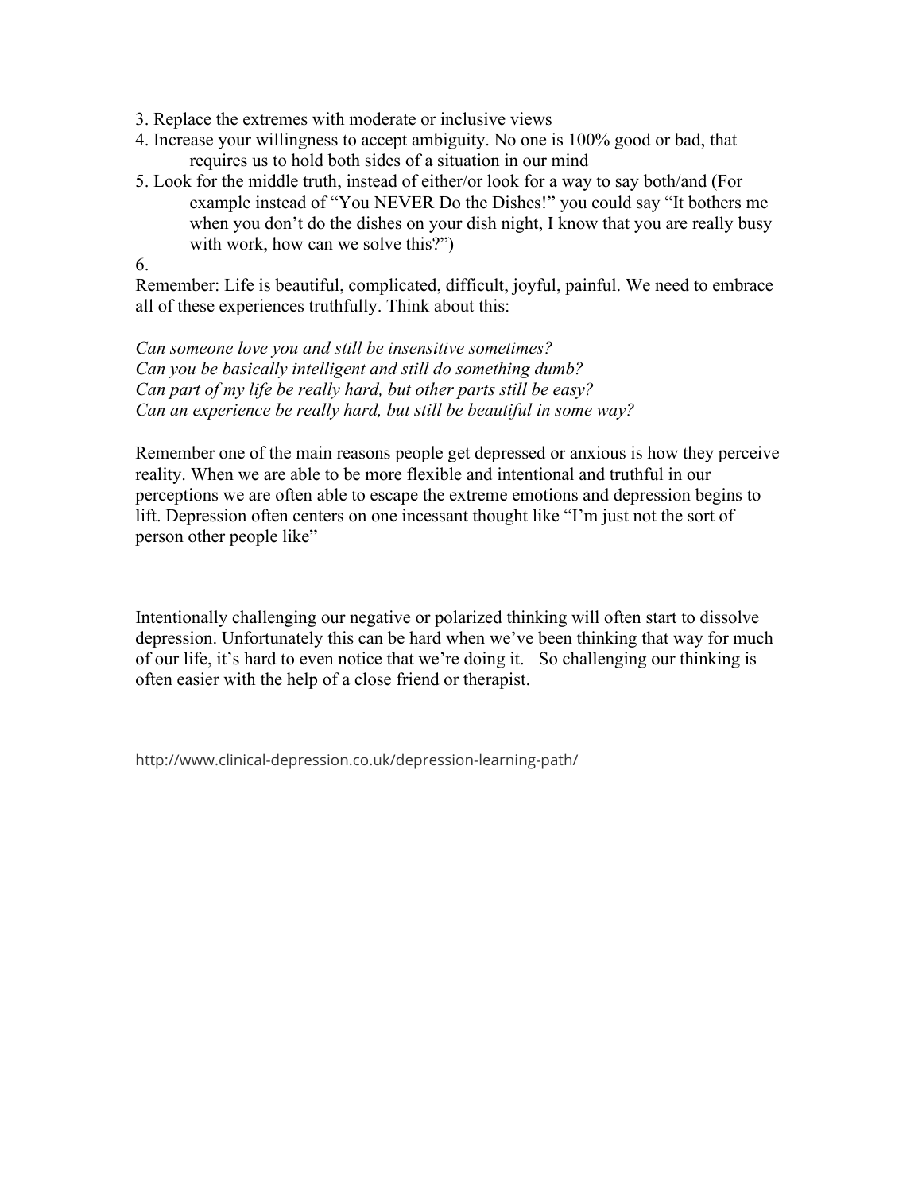3. Replace the extremes with moderate or inclusive views
4. Increase your willingness to accept ambiguity. No one is 100% good or bad, that requires us to hold both sides of a situation in our mind
5. Look for the middle truth, instead of either/or look for a way to say both/and (For example instead of "You NEVER Do the Dishes!" you could say "It bothers me when you don't do the dishes on your dish night, I know that you are really busy with work, how can we solve this?")
6.

Remember: Life is beautiful, complicated, difficult, joyful, painful. We need to embrace all of these experiences truthfully. Think about this:

*Can someone love you and still be insensitive sometimes?*
*Can you be basically intelligent and still do something dumb?*
*Can part of my life be really hard, but other parts still be easy?*
*Can an experience be really hard, but still be beautiful in some way?*

Remember one of the main reasons people get depressed or anxious is how they perceive reality. When we are able to be more flexible and intentional and truthful in our perceptions we are often able to escape the extreme emotions and depression begins to lift. Depression often centers on one incessant thought like "I'm just not the sort of person other people like"

Intentionally challenging our negative or polarized thinking will often start to dissolve depression. Unfortunately this can be hard when we've been thinking that way for much of our life, it's hard to even notice that we're doing it. So challenging our thinking is often easier with the help of a close friend or therapist.

http://www.clinical-depression.co.uk/depression-learning-path/